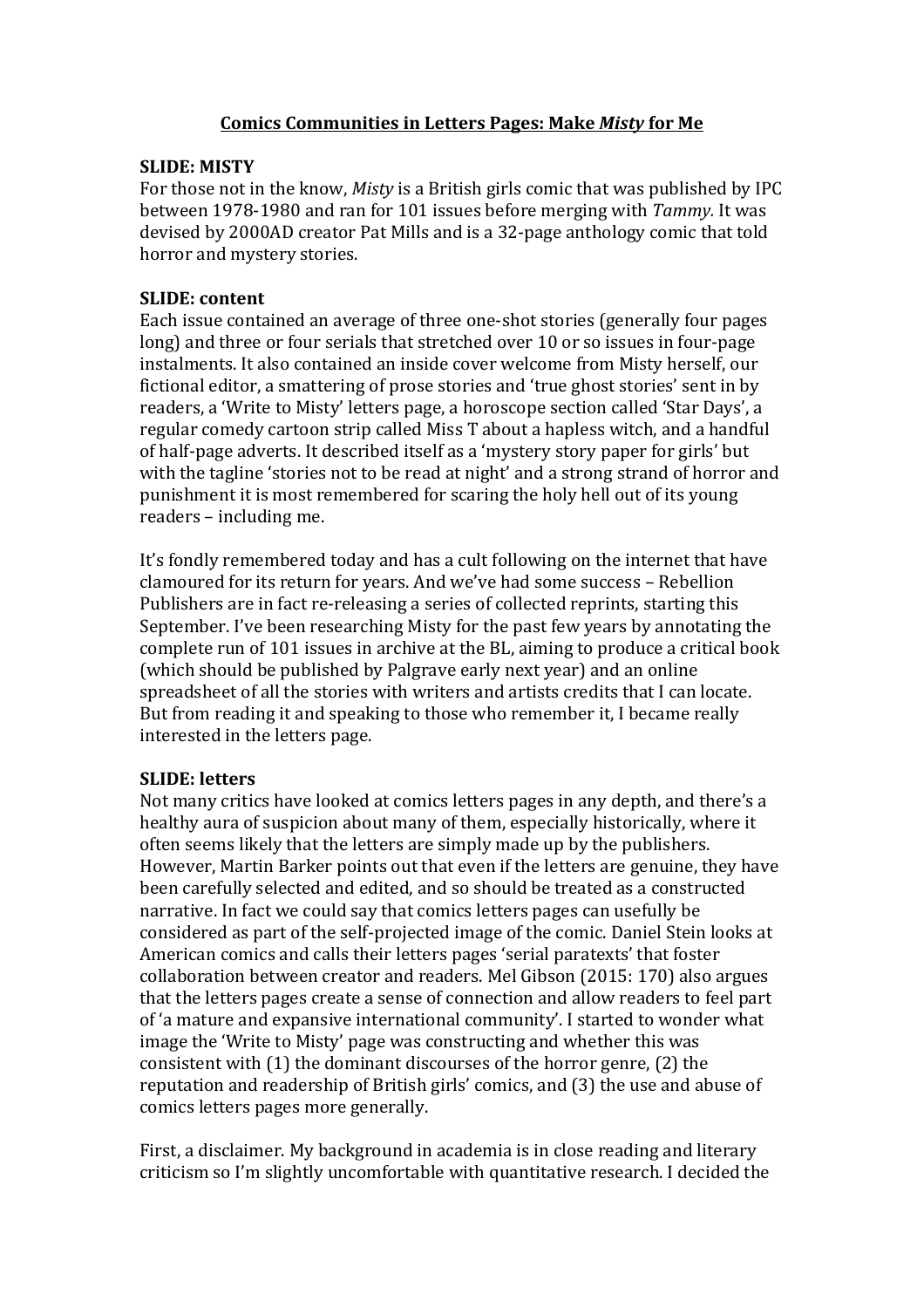# Comics Communities in Letters Pages: Make *Misty* for Me

**SLIDE: MISTY**

For those not in the know, *Misty* is a British girls comic that was published by IPC between 1978-1980 and ran for 101 issues before merging with *Tammy.* It was devised by 2000AD creator Pat Mills and is a 32-page anthology comic that told horror and mystery stories.

**SLIDE: content**

Each issue contained an average of three one-shot stories (generally four pages long) and three or four serials that stretched over 10 or so issues in four-page instalments. It also contained an inside cover welcome from Misty herself, our fictional editor, a smattering of prose stories and 'true ghost stories' sent in by readers, a 'Write to Misty' letters page, a horoscope section called 'Star Days', a regular comedy cartoon strip called Miss T about a hapless witch, and a handful of half-page adverts. It described itself as a 'mystery story paper for girls' but with the tagline 'stories not to be read at night' and a strong strand of horror and punishment it is most remembered for scaring the holy hell out of its young readers – including me.

It's fondly remembered today and has a cult following on the internet that have clamoured for its return for years. And we've had some success – Rebellion Publishers are in fact re-releasing a series of collected reprints, starting this September. I've been researching Misty for the past few years by annotating the complete run of 101 issues in archive at the BL, aiming to produce a critical book (which should be published by Palgrave early next year) and an online spreadsheet of all the stories with writers and artists credits that I can locate. But from reading it and speaking to those who remember it, I became really interested in the letters page.

**SLIDE: letters**

Not many critics have looked at comics letters pages in any depth, and there's a healthy aura of suspicion about many of them, especially historically, where it often seems likely that the letters are simply made up by the publishers. However, Martin Barker points out that even if the letters are genuine, they have been carefully selected and edited, and so should be treated as a constructed narrative. In fact we could say that comics letters pages can usefully be considered as part of the self-projected image of the comic. Daniel Stein looks at American comics and calls their letters pages 'serial paratexts' that foster collaboration between creator and readers. Mel Gibson (2015: 170) also argues that the letters pages create a sense of connection and allow readers to feel part of 'a mature and expansive international community'. I started to wonder what image the 'Write to Misty' page was constructing and whether this was consistent with (1) the dominant discourses of the horror genre, (2) the reputation and readership of British girls' comics, and (3) the use and abuse of comics letters pages more generally.

First, a disclaimer. My background in academia is in close reading and literary criticism so I'm slightly uncomfortable with quantitative research. I decided the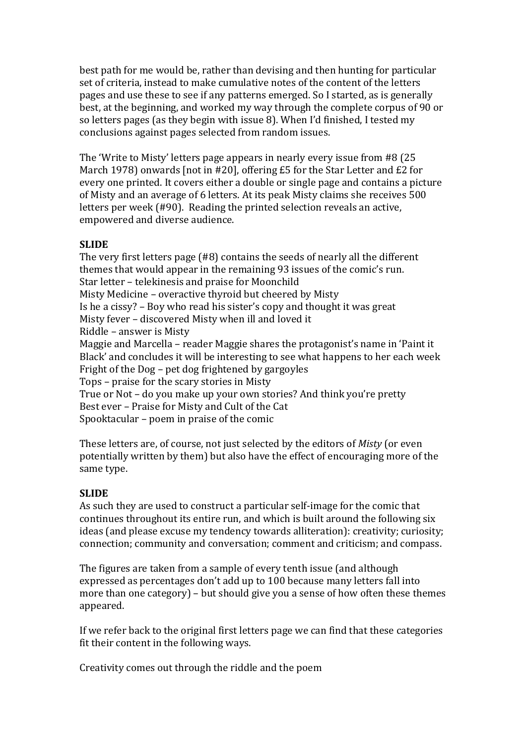best path for me would be, rather than devising and then hunting for particular set of criteria, instead to make cumulative notes of the content of the letters pages and use these to see if any patterns emerged. So I started, as is generally best, at the beginning, and worked my way through the complete corpus of 90 or so letters pages (as they begin with issue 8). When I'd finished, I tested my conclusions against pages selected from random issues.

The 'Write to Misty' letters page appears in nearly every issue from #8 (25 March 1978) onwards [not in #20], offering £5 for the Star Letter and £2 for every one printed. It covers either a double or single page and contains a picture of Misty and an average of 6 letters. At its peak Misty claims she receives 500 letters per week (#90). Reading the printed selection reveals an active, empowered and diverse audience.

**SLIDE**

The very first letters page (#8) contains the seeds of nearly all the different themes that would appear in the remaining 93 issues of the comic's run.

Star letter – telekinesis and praise for Moonchild
Misty Medicine – overactive thyroid but cheered by Misty
Is he a cissy? – Boy who read his sister's copy and thought it was great
Misty fever – discovered Misty when ill and loved it
Riddle – answer is Misty
Maggie and Marcella – reader Maggie shares the protagonist's name in 'Paint it Black' and concludes it will be interesting to see what happens to her each week
Fright of the Dog – pet dog frightened by gargoyles
Tops – praise for the scary stories in Misty
True or Not – do you make up your own stories? And think you're pretty
Best ever – Praise for Misty and Cult of the Cat
Spooktacular – poem in praise of the comic

These letters are, of course, not just selected by the editors of *Misty* (or even potentially written by them) but also have the effect of encouraging more of the same type.

**SLIDE**

As such they are used to construct a particular self-image for the comic that continues throughout its entire run, and which is built around the following six ideas (and please excuse my tendency towards alliteration): creativity; curiosity; connection; community and conversation; comment and criticism; and compass.

The figures are taken from a sample of every tenth issue (and although expressed as percentages don't add up to 100 because many letters fall into more than one category) – but should give you a sense of how often these themes appeared.

If we refer back to the original first letters page we can find that these categories fit their content in the following ways.

Creativity comes out through the riddle and the poem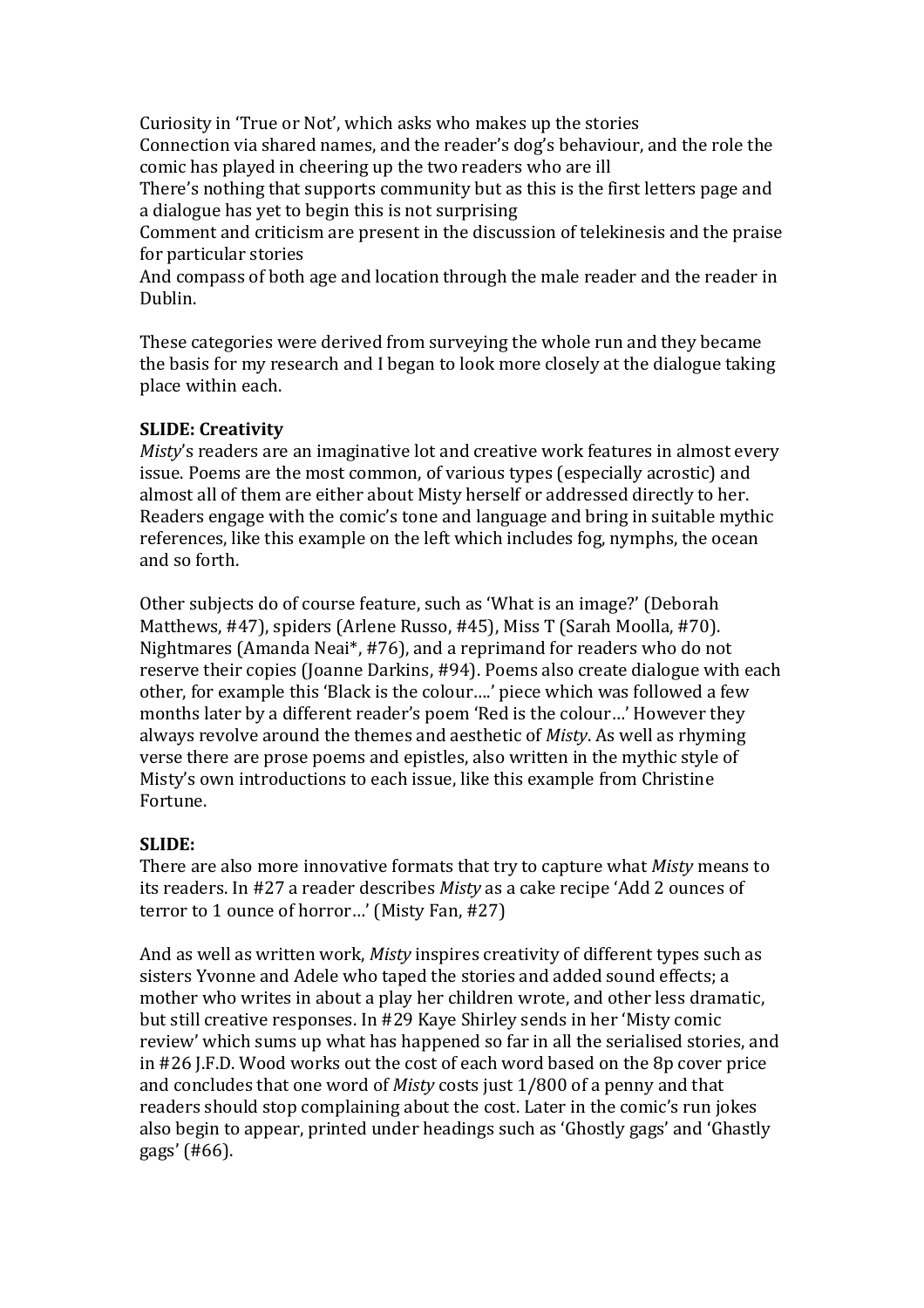Curiosity in 'True or Not', which asks who makes up the stories
Connection via shared names, and the reader's dog's behaviour, and the role the comic has played in cheering up the two readers who are ill
There's nothing that supports community but as this is the first letters page and a dialogue has yet to begin this is not surprising
Comment and criticism are present in the discussion of telekinesis and the praise for particular stories
And compass of both age and location through the male reader and the reader in Dublin.

These categories were derived from surveying the whole run and they became the basis for my research and I began to look more closely at the dialogue taking place within each.

**SLIDE: Creativity**
*Misty*'s readers are an imaginative lot and creative work features in almost every issue. Poems are the most common, of various types (especially acrostic) and almost all of them are either about Misty herself or addressed directly to her. Readers engage with the comic's tone and language and bring in suitable mythic references, like this example on the left which includes fog, nymphs, the ocean and so forth.

Other subjects do of course feature, such as 'What is an image?' (Deborah Matthews, #47), spiders (Arlene Russo, #45), Miss T (Sarah Moolla, #70). Nightmares (Amanda Neai*, #76), and a reprimand for readers who do not reserve their copies (Joanne Darkins, #94). Poems also create dialogue with each other, for example this 'Black is the colour….' piece which was followed a few months later by a different reader's poem 'Red is the colour…' However they always revolve around the themes and aesthetic of *Misty*. As well as rhyming verse there are prose poems and epistles, also written in the mythic style of Misty's own introductions to each issue, like this example from Christine Fortune.

**SLIDE:**
There are also more innovative formats that try to capture what *Misty* means to its readers. In #27 a reader describes *Misty* as a cake recipe 'Add 2 ounces of terror to 1 ounce of horror…' (Misty Fan, #27)

And as well as written work, *Misty* inspires creativity of different types such as sisters Yvonne and Adele who taped the stories and added sound effects; a mother who writes in about a play her children wrote, and other less dramatic, but still creative responses. In #29 Kaye Shirley sends in her 'Misty comic review' which sums up what has happened so far in all the serialised stories, and in #26 J.F.D. Wood works out the cost of each word based on the 8p cover price and concludes that one word of *Misty* costs just 1/800 of a penny and that readers should stop complaining about the cost. Later in the comic's run jokes also begin to appear, printed under headings such as 'Ghostly gags' and 'Ghastly gags' (#66).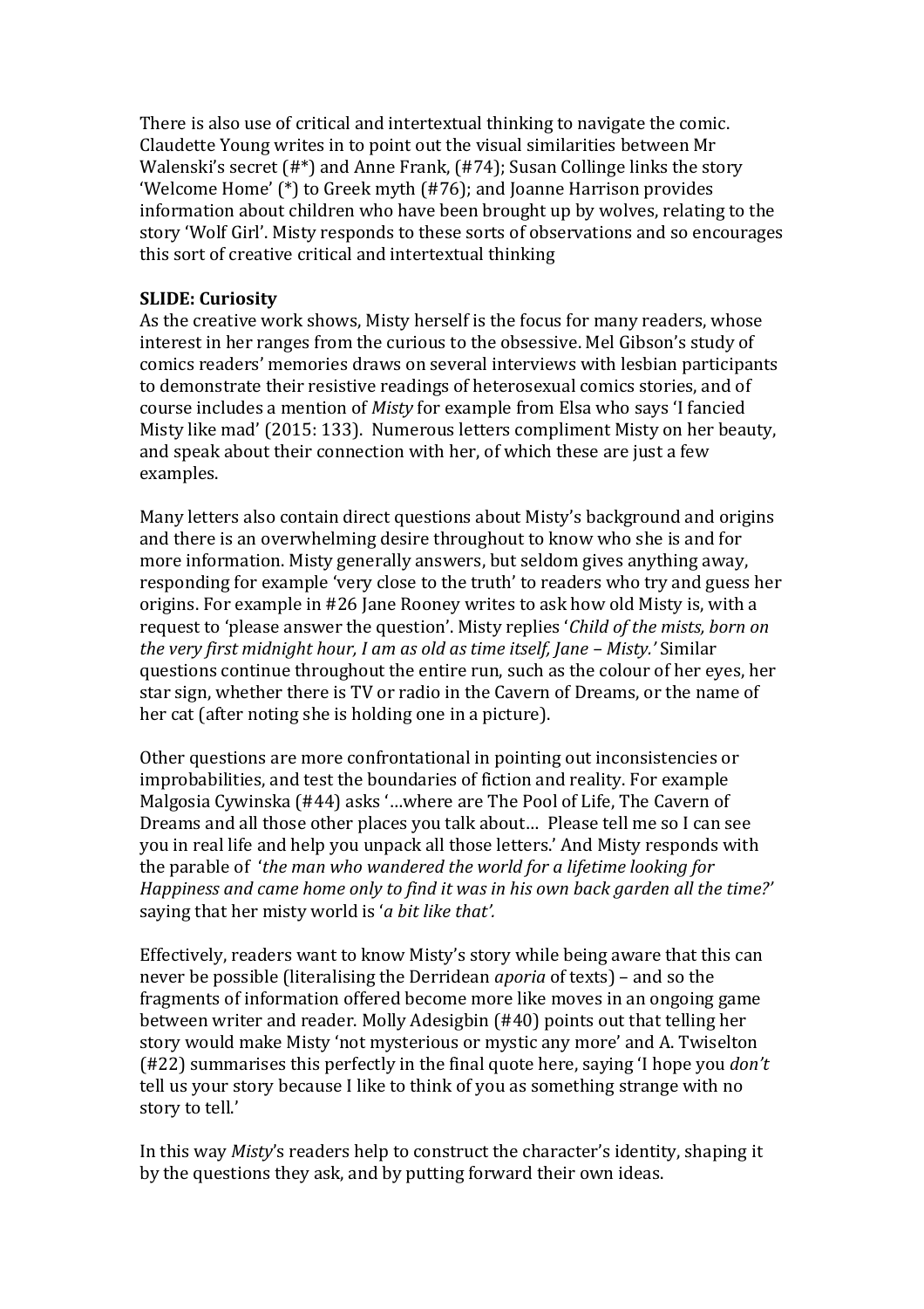There is also use of critical and intertextual thinking to navigate the comic. Claudette Young writes in to point out the visual similarities between Mr Walenski's secret (#*) and Anne Frank, (#74); Susan Collinge links the story 'Welcome Home' (*) to Greek myth (#76); and Joanne Harrison provides information about children who have been brought up by wolves, relating to the story 'Wolf Girl'. Misty responds to these sorts of observations and so encourages this sort of creative critical and intertextual thinking

**SLIDE: Curiosity**
As the creative work shows, Misty herself is the focus for many readers, whose interest in her ranges from the curious to the obsessive. Mel Gibson's study of comics readers' memories draws on several interviews with lesbian participants to demonstrate their resistive readings of heterosexual comics stories, and of course includes a mention of *Misty* for example from Elsa who says 'I fancied Misty like mad' (2015: 133). Numerous letters compliment Misty on her beauty, and speak about their connection with her, of which these are just a few examples.

Many letters also contain direct questions about Misty's background and origins and there is an overwhelming desire throughout to know who she is and for more information. Misty generally answers, but seldom gives anything away, responding for example 'very close to the truth' to readers who try and guess her origins. For example in #26 Jane Rooney writes to ask how old Misty is, with a request to 'please answer the question'. Misty replies '*Child of the mists, born on the very first midnight hour, I am as old as time itself, Jane – Misty.'* Similar questions continue throughout the entire run, such as the colour of her eyes, her star sign, whether there is TV or radio in the Cavern of Dreams, or the name of her cat (after noting she is holding one in a picture).

Other questions are more confrontational in pointing out inconsistencies or improbabilities, and test the boundaries of fiction and reality. For example Malgosia Cywinska (#44) asks '…where are The Pool of Life, The Cavern of Dreams and all those other places you talk about… Please tell me so I can see you in real life and help you unpack all those letters.' And Misty responds with the parable of '*the man who wandered the world for a lifetime looking for Happiness and came home only to find it was in his own back garden all the time?'* saying that her misty world is '*a bit like that'.*

Effectively, readers want to know Misty's story while being aware that this can never be possible (literalising the Derridean *aporia* of texts) – and so the fragments of information offered become more like moves in an ongoing game between writer and reader. Molly Adesigbin (#40) points out that telling her story would make Misty 'not mysterious or mystic any more' and A. Twiselton (#22) summarises this perfectly in the final quote here, saying 'I hope you *don't* tell us your story because I like to think of you as something strange with no story to tell.'

In this way *Misty*'s readers help to construct the character's identity, shaping it by the questions they ask, and by putting forward their own ideas.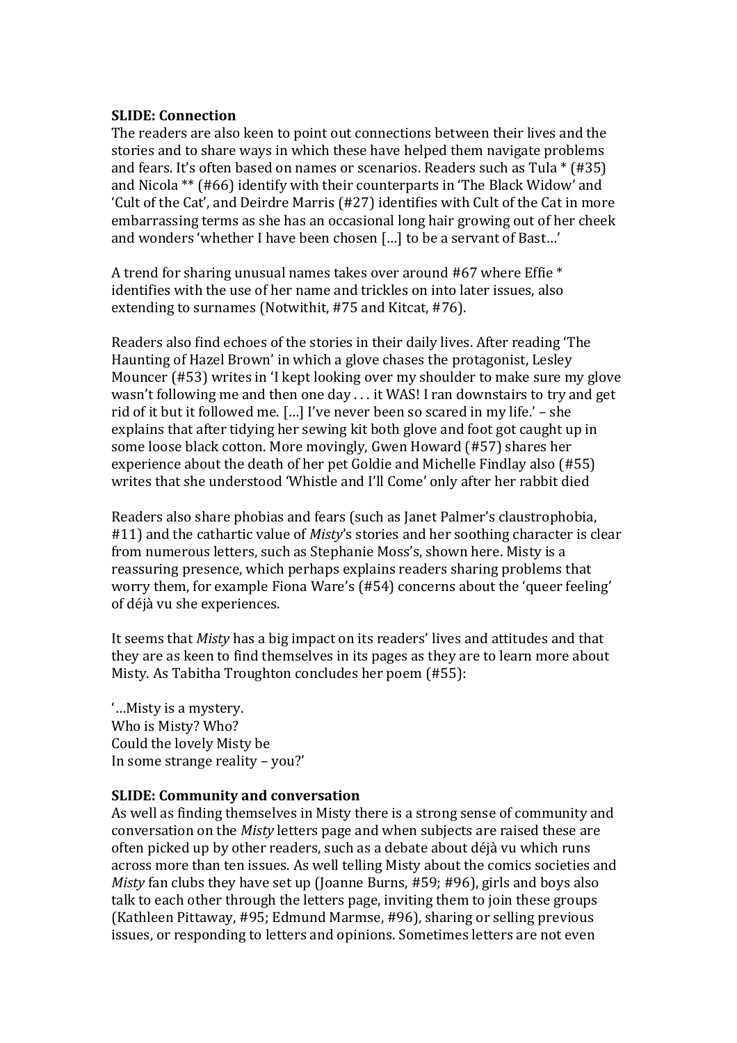**SLIDE: Connection**

The readers are also keen to point out connections between their lives and the stories and to share ways in which these have helped them navigate problems and fears. It's often based on names or scenarios. Readers such as Tula * (#35) and Nicola ** (#66) identify with their counterparts in 'The Black Widow' and 'Cult of the Cat', and Deirdre Marris (#27) identifies with Cult of the Cat in more embarrassing terms as she has an occasional long hair growing out of her cheek and wonders 'whether I have been chosen [...] to be a servant of Bast...'

A trend for sharing unusual names takes over around #67 where Effie * identifies with the use of her name and trickles on into later issues, also extending to surnames (Notwithit, #75 and Kitcat, #76).

Readers also find echoes of the stories in their daily lives. After reading 'The Haunting of Hazel Brown' in which a glove chases the protagonist, Lesley Mouncer (#53) writes in 'I kept looking over my shoulder to make sure my glove wasn't following me and then one day . . . it WAS! I ran downstairs to try and get rid of it but it followed me. [...] I've never been so scared in my life.' – she explains that after tidying her sewing kit both glove and foot got caught up in some loose black cotton. More movingly, Gwen Howard (#57) shares her experience about the death of her pet Goldie and Michelle Findlay also (#55) writes that she understood 'Whistle and I'll Come' only after her rabbit died

Readers also share phobias and fears (such as Janet Palmer's claustrophobia, #11) and the cathartic value of *Misty*'s stories and her soothing character is clear from numerous letters, such as Stephanie Moss's, shown here. Misty is a reassuring presence, which perhaps explains readers sharing problems that worry them, for example Fiona Ware's (#54) concerns about the 'queer feeling' of déjà vu she experiences.

It seems that *Misty* has a big impact on its readers' lives and attitudes and that they are as keen to find themselves in its pages as they are to learn more about Misty. As Tabitha Troughton concludes her poem (#55):

'...Misty is a mystery.
Who is Misty? Who?
Could the lovely Misty be
In some strange reality – you?'

**SLIDE: Community and conversation**

As well as finding themselves in Misty there is a strong sense of community and conversation on the *Misty* letters page and when subjects are raised these are often picked up by other readers, such as a debate about déjà vu which runs across more than ten issues. As well telling Misty about the comics societies and *Misty* fan clubs they have set up (Joanne Burns, #59; #96), girls and boys also talk to each other through the letters page, inviting them to join these groups (Kathleen Pittaway, #95; Edmund Marmse, #96), sharing or selling previous issues, or responding to letters and opinions. Sometimes letters are not even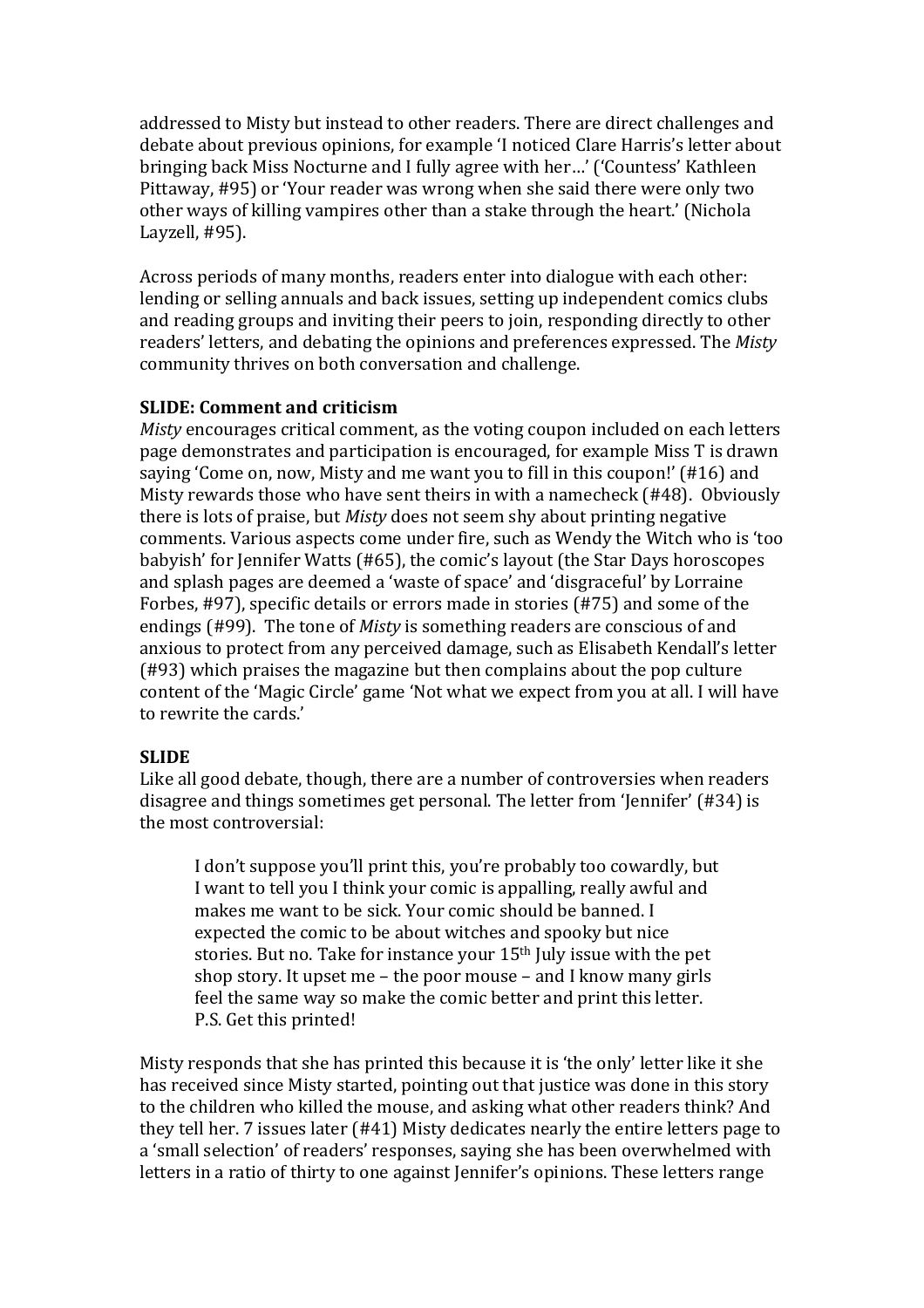addressed to Misty but instead to other readers. There are direct challenges and debate about previous opinions, for example 'I noticed Clare Harris's letter about bringing back Miss Nocturne and I fully agree with her…' ('Countess' Kathleen Pittaway, #95) or 'Your reader was wrong when she said there were only two other ways of killing vampires other than a stake through the heart.' (Nichola Layzell, #95).

Across periods of many months, readers enter into dialogue with each other: lending or selling annuals and back issues, setting up independent comics clubs and reading groups and inviting their peers to join, responding directly to other readers' letters, and debating the opinions and preferences expressed. The *Misty* community thrives on both conversation and challenge.

**SLIDE: Comment and criticism**

*Misty* encourages critical comment, as the voting coupon included on each letters page demonstrates and participation is encouraged, for example Miss T is drawn saying 'Come on, now, Misty and me want you to fill in this coupon!' (#16) and Misty rewards those who have sent theirs in with a namecheck (#48). Obviously there is lots of praise, but *Misty* does not seem shy about printing negative comments. Various aspects come under fire, such as Wendy the Witch who is 'too babyish' for Jennifer Watts (#65), the comic's layout (the Star Days horoscopes and splash pages are deemed a 'waste of space' and 'disgraceful' by Lorraine Forbes, #97), specific details or errors made in stories (#75) and some of the endings (#99). The tone of *Misty* is something readers are conscious of and anxious to protect from any perceived damage, such as Elisabeth Kendall's letter (#93) which praises the magazine but then complains about the pop culture content of the 'Magic Circle' game 'Not what we expect from you at all. I will have to rewrite the cards.'

**SLIDE**

Like all good debate, though, there are a number of controversies when readers disagree and things sometimes get personal. The letter from 'Jennifer' (#34) is the most controversial:

> I don't suppose you'll print this, you're probably too cowardly, but I want to tell you I think your comic is appalling, really awful and makes me want to be sick. Your comic should be banned. I expected the comic to be about witches and spooky but nice stories. But no. Take for instance your 15th July issue with the pet shop story. It upset me – the poor mouse – and I know many girls feel the same way so make the comic better and print this letter. P.S. Get this printed!

Misty responds that she has printed this because it is 'the only' letter like it she has received since Misty started, pointing out that justice was done in this story to the children who killed the mouse, and asking what other readers think? And they tell her. 7 issues later (#41) Misty dedicates nearly the entire letters page to a 'small selection' of readers' responses, saying she has been overwhelmed with letters in a ratio of thirty to one against Jennifer's opinions. These letters range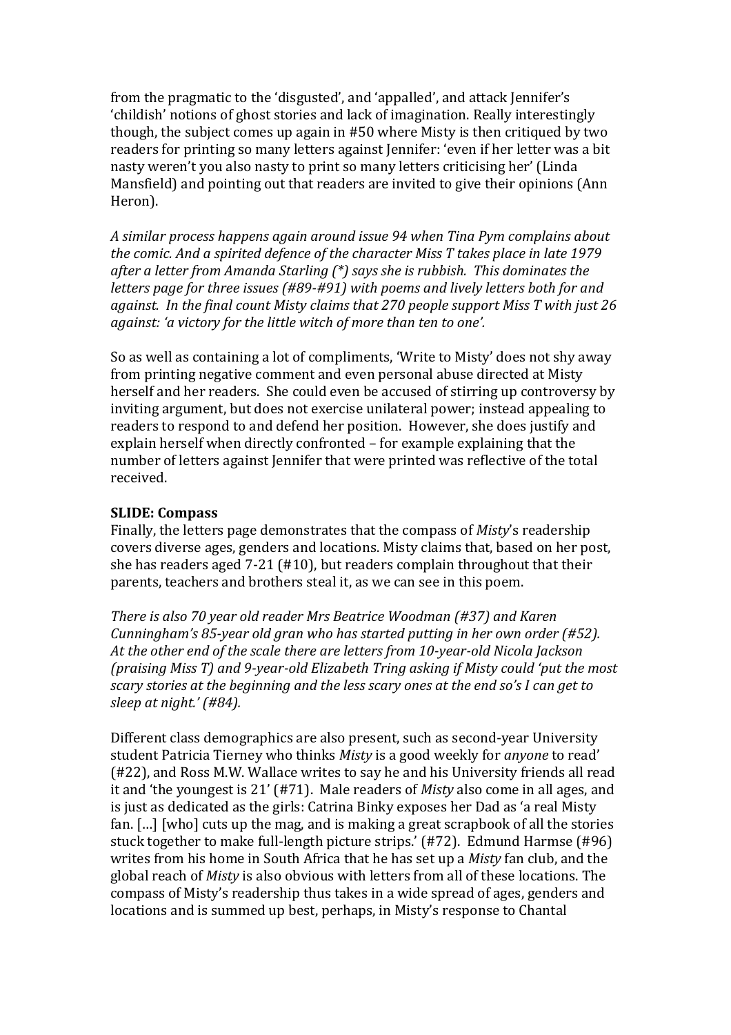from the pragmatic to the 'disgusted', and 'appalled', and attack Jennifer's 'childish' notions of ghost stories and lack of imagination. Really interestingly though, the subject comes up again in #50 where Misty is then critiqued by two readers for printing so many letters against Jennifer: 'even if her letter was a bit nasty weren't you also nasty to print so many letters criticising her' (Linda Mansfield) and pointing out that readers are invited to give their opinions (Ann Heron).

*A similar process happens again around issue 94 when Tina Pym complains about the comic. And a spirited defence of the character Miss T takes place in late 1979 after a letter from Amanda Starling (*) says she is rubbish. This dominates the letters page for three issues (#89-#91) with poems and lively letters both for and against. In the final count Misty claims that 270 people support Miss T with just 26 against: 'a victory for the little witch of more than ten to one'.*

So as well as containing a lot of compliments, 'Write to Misty' does not shy away from printing negative comment and even personal abuse directed at Misty herself and her readers. She could even be accused of stirring up controversy by inviting argument, but does not exercise unilateral power; instead appealing to readers to respond to and defend her position. However, she does justify and explain herself when directly confronted – for example explaining that the number of letters against Jennifer that were printed was reflective of the total received.

**SLIDE: Compass**
Finally, the letters page demonstrates that the compass of *Misty*'s readership covers diverse ages, genders and locations. Misty claims that, based on her post, she has readers aged 7-21 (#10), but readers complain throughout that their parents, teachers and brothers steal it, as we can see in this poem.

*There is also 70 year old reader Mrs Beatrice Woodman (#37) and Karen Cunningham's 85-year old gran who has started putting in her own order (#52). At the other end of the scale there are letters from 10-year-old Nicola Jackson (praising Miss T) and 9-year-old Elizabeth Tring asking if Misty could 'put the most scary stories at the beginning and the less scary ones at the end so's I can get to sleep at night.' (#84).*

Different class demographics are also present, such as second-year University student Patricia Tierney who thinks *Misty* is a good weekly for *anyone* to read' (#22), and Ross M.W. Wallace writes to say he and his University friends all read it and 'the youngest is 21' (#71). Male readers of *Misty* also come in all ages, and is just as dedicated as the girls: Catrina Binky exposes her Dad as 'a real Misty fan. […] [who] cuts up the mag, and is making a great scrapbook of all the stories stuck together to make full-length picture strips.' (#72). Edmund Harmse (#96) writes from his home in South Africa that he has set up a *Misty* fan club, and the global reach of *Misty* is also obvious with letters from all of these locations. The compass of Misty's readership thus takes in a wide spread of ages, genders and locations and is summed up best, perhaps, in Misty's response to Chantal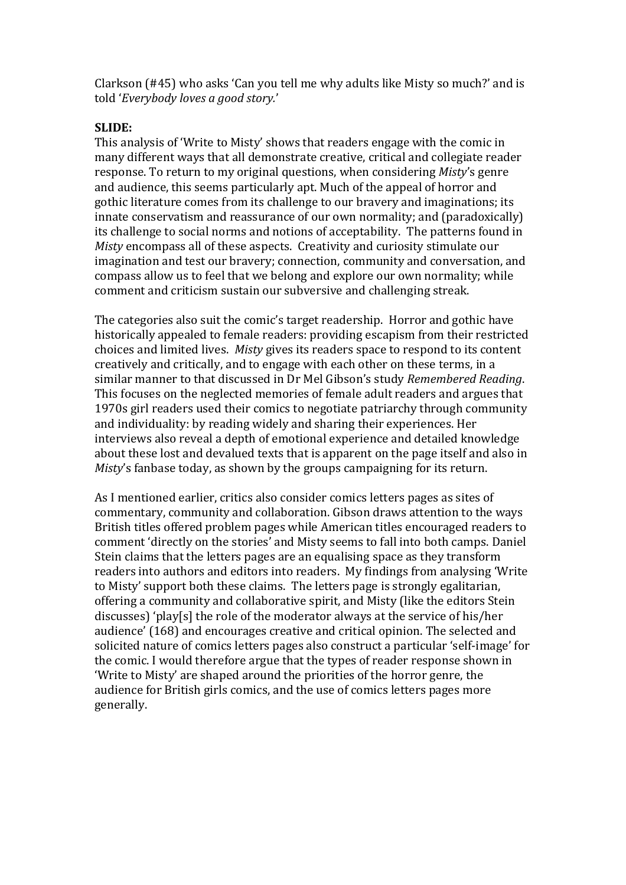Clarkson (#45) who asks 'Can you tell me why adults like Misty so much?' and is told '*Everybody loves a good story.*'

**SLIDE:**

This analysis of 'Write to Misty' shows that readers engage with the comic in many different ways that all demonstrate creative, critical and collegiate reader response. To return to my original questions, when considering *Misty*'s genre and audience, this seems particularly apt. Much of the appeal of horror and gothic literature comes from its challenge to our bravery and imaginations; its innate conservatism and reassurance of our own normality; and (paradoxically) its challenge to social norms and notions of acceptability. The patterns found in *Misty* encompass all of these aspects. Creativity and curiosity stimulate our imagination and test our bravery; connection, community and conversation, and compass allow us to feel that we belong and explore our own normality; while comment and criticism sustain our subversive and challenging streak.

The categories also suit the comic's target readership. Horror and gothic have historically appealed to female readers: providing escapism from their restricted choices and limited lives. *Misty* gives its readers space to respond to its content creatively and critically, and to engage with each other on these terms, in a similar manner to that discussed in Dr Mel Gibson's study *Remembered Reading*. This focuses on the neglected memories of female adult readers and argues that 1970s girl readers used their comics to negotiate patriarchy through community and individuality: by reading widely and sharing their experiences. Her interviews also reveal a depth of emotional experience and detailed knowledge about these lost and devalued texts that is apparent on the page itself and also in *Misty*'s fanbase today, as shown by the groups campaigning for its return.

As I mentioned earlier, critics also consider comics letters pages as sites of commentary, community and collaboration. Gibson draws attention to the ways British titles offered problem pages while American titles encouraged readers to comment 'directly on the stories' and Misty seems to fall into both camps. Daniel Stein claims that the letters pages are an equalising space as they transform readers into authors and editors into readers. My findings from analysing 'Write to Misty' support both these claims. The letters page is strongly egalitarian, offering a community and collaborative spirit, and Misty (like the editors Stein discusses) 'play[s] the role of the moderator always at the service of his/her audience' (168) and encourages creative and critical opinion. The selected and solicited nature of comics letters pages also construct a particular 'self-image' for the comic. I would therefore argue that the types of reader response shown in 'Write to Misty' are shaped around the priorities of the horror genre, the audience for British girls comics, and the use of comics letters pages more generally.